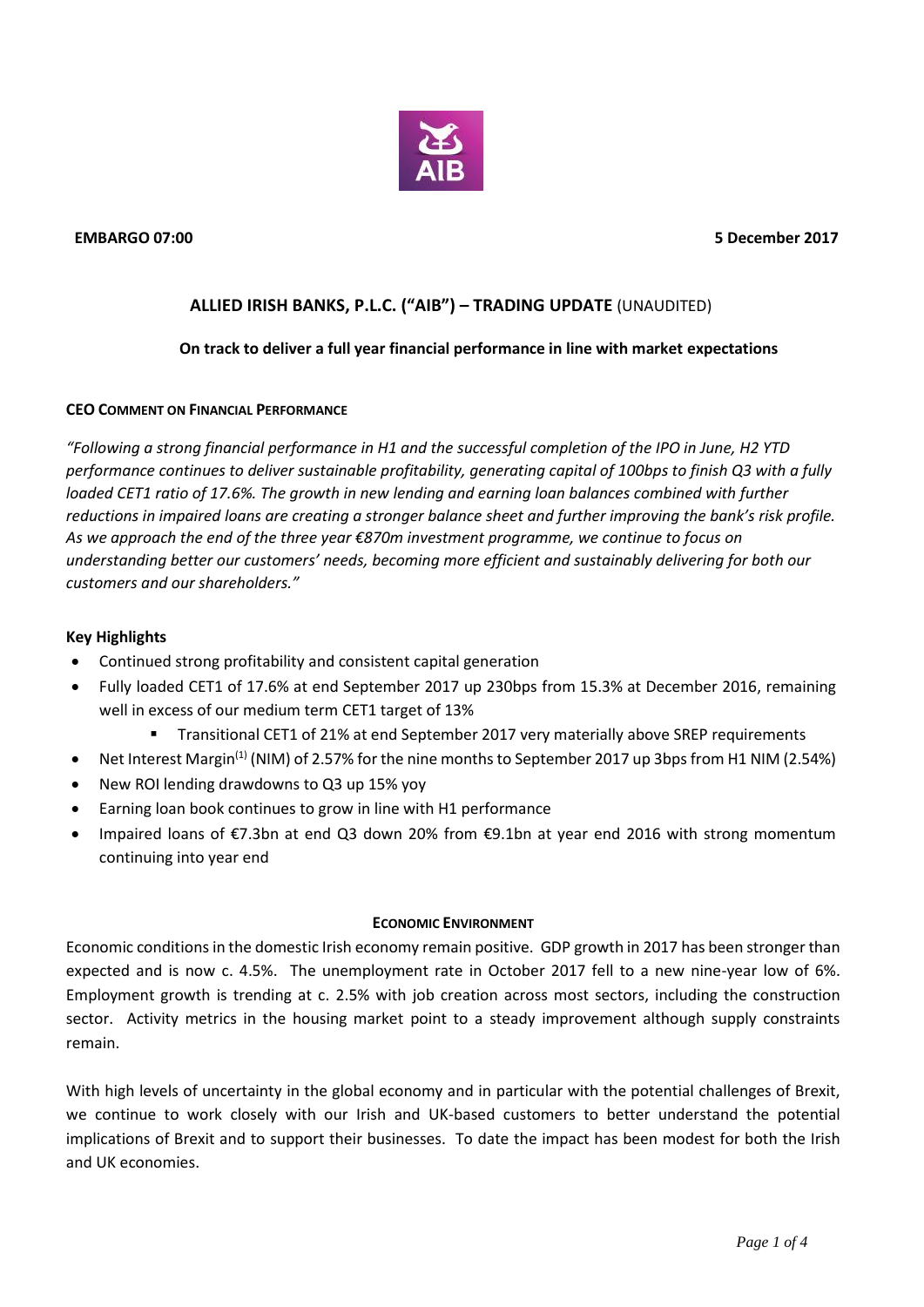**EMBARGO 07:00** **5 December 2017**

## ALLIED IRISH BANKS, P.L.C. ("AIB") – TRADING UPDATE (UNAUDITED)

**On track to deliver a full year financial performance in line with market expectations**

**CEO COMMENT ON FINANCIAL PERFORMANCE**

*"Following a strong financial performance in H1 and the successful completion of the IPO in June, H2 YTD performance continues to deliver sustainable profitability, generating capital of 100bps to finish Q3 with a fully loaded CET1 ratio of 17.6%. The growth in new lending and earning loan balances combined with further reductions in impaired loans are creating a stronger balance sheet and further improving the bank's risk profile. As we approach the end of the three year €870m investment programme, we continue to focus on understanding better our customers' needs, becoming more efficient and sustainably delivering for both our customers and our shareholders."*

**Key Highlights**

- Continued strong profitability and consistent capital generation
- Fully loaded CET1 of 17.6% at end September 2017 up 230bps from 15.3% at December 2016, remaining well in excess of our medium term CET1 target of 13%
  - Transitional CET1 of 21% at end September 2017 very materially above SREP requirements
- Net Interest Margin[(1)] (NIM) of 2.57% for the nine months to September 2017 up 3bps from H1 NIM (2.54%)
- New ROI lending drawdowns to Q3 up 15% yoy
- Earning loan book continues to grow in line with H1 performance
- Impaired loans of €7.3bn at end Q3 down 20% from €9.1bn at year end 2016 with strong momentum continuing into year end

**ECONOMIC ENVIRONMENT**

Economic conditions in the domestic Irish economy remain positive. GDP growth in 2017 has been stronger than expected and is now c. 4.5%. The unemployment rate in October 2017 fell to a new nine-year low of 6%. Employment growth is trending at c. 2.5% with job creation across most sectors, including the construction sector. Activity metrics in the housing market point to a steady improvement although supply constraints remain.

With high levels of uncertainty in the global economy and in particular with the potential challenges of Brexit, we continue to work closely with our Irish and UK-based customers to better understand the potential implications of Brexit and to support their businesses. To date the impact has been modest for both the Irish and UK economies.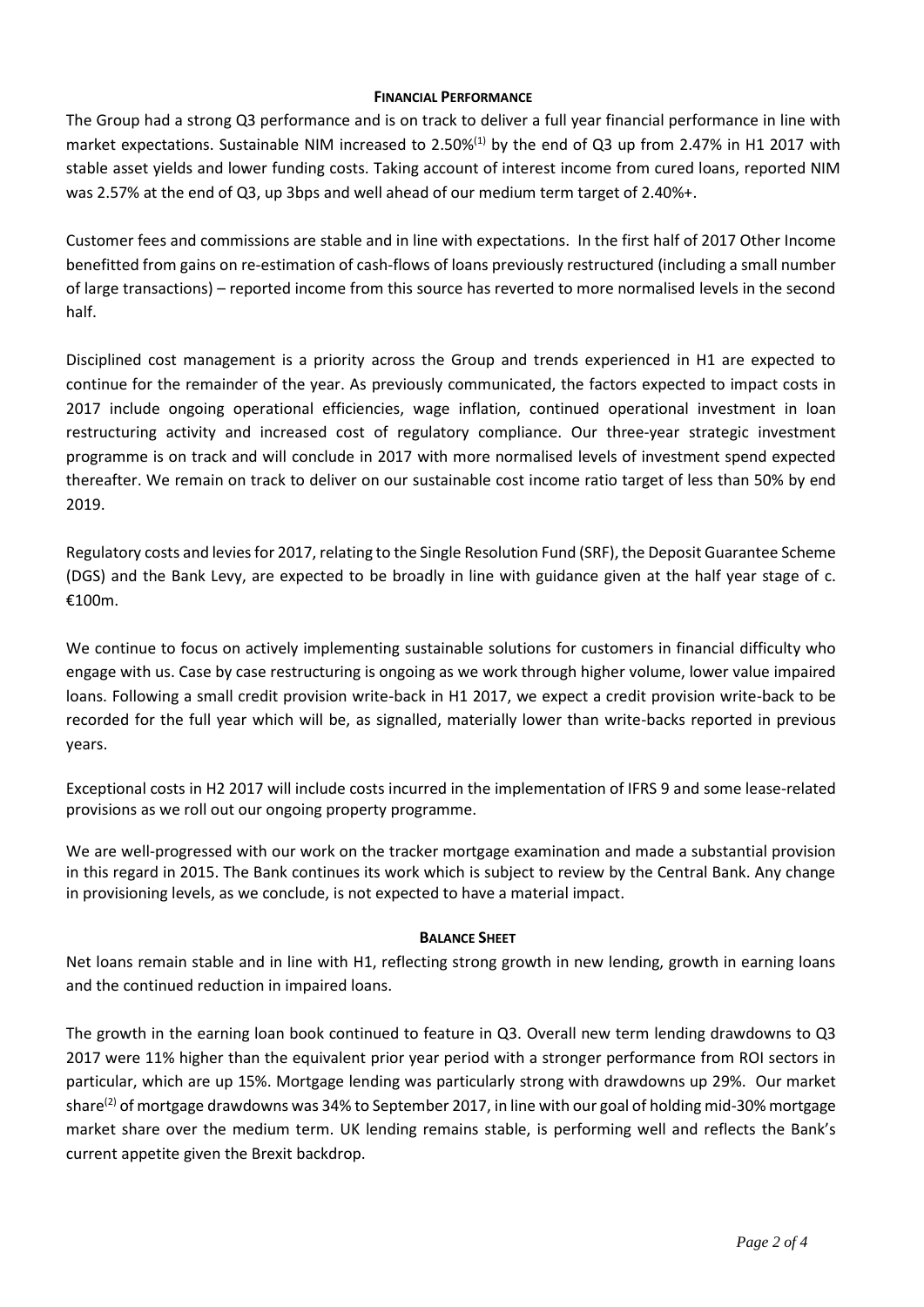## FINANCIAL PERFORMANCE

The Group had a strong Q3 performance and is on track to deliver a full year financial performance in line with market expectations. Sustainable NIM increased to 2.50%[1] by the end of Q3 up from 2.47% in H1 2017 with stable asset yields and lower funding costs. Taking account of interest income from cured loans, reported NIM was 2.57% at the end of Q3, up 3bps and well ahead of our medium term target of 2.40%+.

Customer fees and commissions are stable and in line with expectations. In the first half of 2017 Other Income benefitted from gains on re-estimation of cash-flows of loans previously restructured (including a small number of large transactions) – reported income from this source has reverted to more normalised levels in the second half.

Disciplined cost management is a priority across the Group and trends experienced in H1 are expected to continue for the remainder of the year. As previously communicated, the factors expected to impact costs in 2017 include ongoing operational efficiencies, wage inflation, continued operational investment in loan restructuring activity and increased cost of regulatory compliance. Our three-year strategic investment programme is on track and will conclude in 2017 with more normalised levels of investment spend expected thereafter. We remain on track to deliver on our sustainable cost income ratio target of less than 50% by end 2019.

Regulatory costs and levies for 2017, relating to the Single Resolution Fund (SRF), the Deposit Guarantee Scheme (DGS) and the Bank Levy, are expected to be broadly in line with guidance given at the half year stage of c. €100m.

We continue to focus on actively implementing sustainable solutions for customers in financial difficulty who engage with us. Case by case restructuring is ongoing as we work through higher volume, lower value impaired loans. Following a small credit provision write-back in H1 2017, we expect a credit provision write-back to be recorded for the full year which will be, as signalled, materially lower than write-backs reported in previous years.

Exceptional costs in H2 2017 will include costs incurred in the implementation of IFRS 9 and some lease-related provisions as we roll out our ongoing property programme.

We are well-progressed with our work on the tracker mortgage examination and made a substantial provision in this regard in 2015. The Bank continues its work which is subject to review by the Central Bank. Any change in provisioning levels, as we conclude, is not expected to have a material impact.

## BALANCE SHEET

Net loans remain stable and in line with H1, reflecting strong growth in new lending, growth in earning loans and the continued reduction in impaired loans.

The growth in the earning loan book continued to feature in Q3. Overall new term lending drawdowns to Q3 2017 were 11% higher than the equivalent prior year period with a stronger performance from ROI sectors in particular, which are up 15%. Mortgage lending was particularly strong with drawdowns up 29%. Our market share[2] of mortgage drawdowns was 34% to September 2017, in line with our goal of holding mid-30% mortgage market share over the medium term. UK lending remains stable, is performing well and reflects the Bank's current appetite given the Brexit backdrop.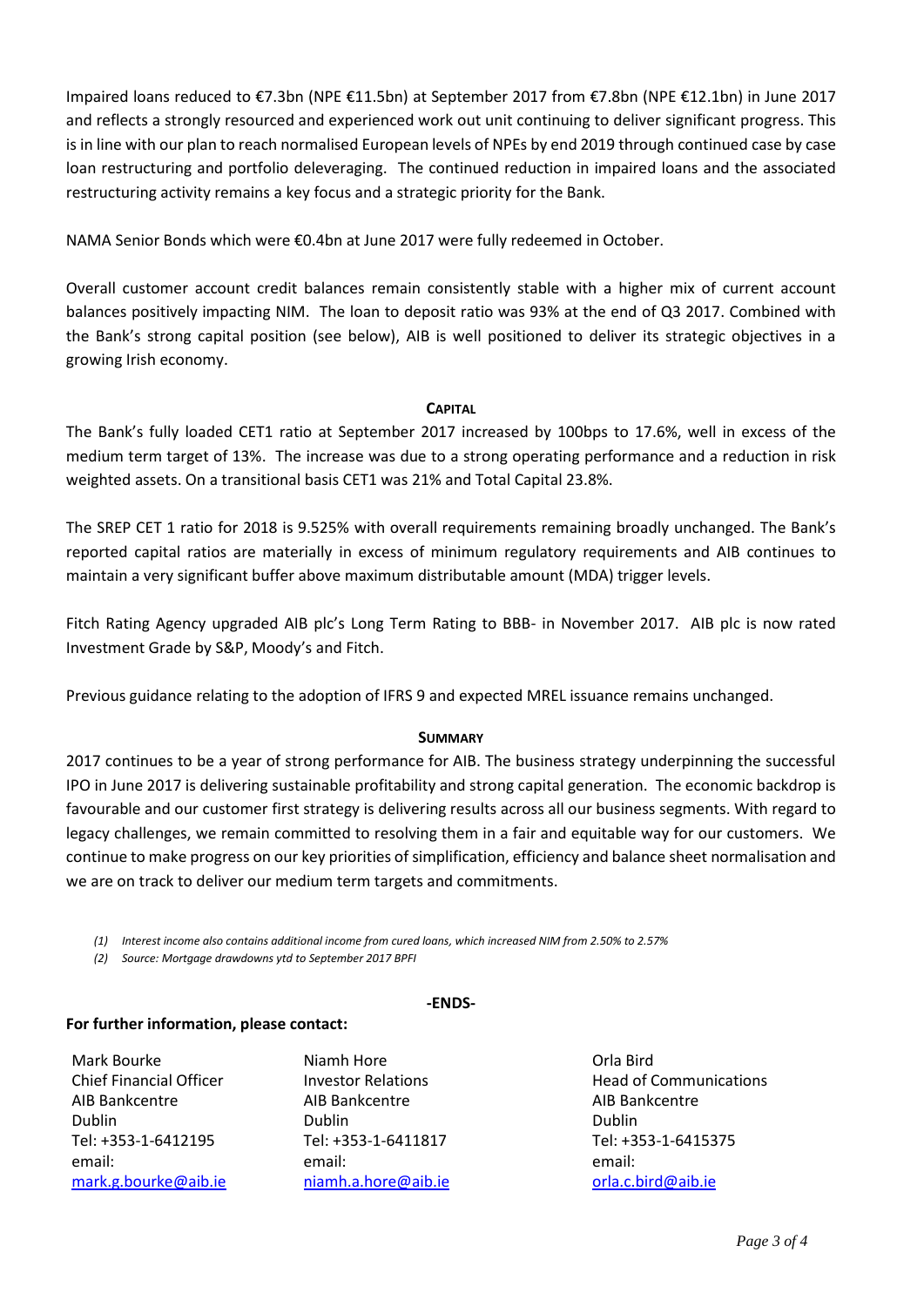Impaired loans reduced to €7.3bn (NPE €11.5bn) at September 2017 from €7.8bn (NPE €12.1bn) in June 2017 and reflects a strongly resourced and experienced work out unit continuing to deliver significant progress. This is in line with our plan to reach normalised European levels of NPEs by end 2019 through continued case by case loan restructuring and portfolio deleveraging. The continued reduction in impaired loans and the associated restructuring activity remains a key focus and a strategic priority for the Bank.

NAMA Senior Bonds which were €0.4bn at June 2017 were fully redeemed in October.

Overall customer account credit balances remain consistently stable with a higher mix of current account balances positively impacting NIM. The loan to deposit ratio was 93% at the end of Q3 2017. Combined with the Bank's strong capital position (see below), AIB is well positioned to deliver its strategic objectives in a growing Irish economy.

## CAPITAL

The Bank's fully loaded CET1 ratio at September 2017 increased by 100bps to 17.6%, well in excess of the medium term target of 13%. The increase was due to a strong operating performance and a reduction in risk weighted assets. On a transitional basis CET1 was 21% and Total Capital 23.8%.

The SREP CET 1 ratio for 2018 is 9.525% with overall requirements remaining broadly unchanged. The Bank's reported capital ratios are materially in excess of minimum regulatory requirements and AIB continues to maintain a very significant buffer above maximum distributable amount (MDA) trigger levels.

Fitch Rating Agency upgraded AIB plc's Long Term Rating to BBB- in November 2017. AIB plc is now rated Investment Grade by S&P, Moody's and Fitch.

Previous guidance relating to the adoption of IFRS 9 and expected MREL issuance remains unchanged.

## SUMMARY

2017 continues to be a year of strong performance for AIB. The business strategy underpinning the successful IPO in June 2017 is delivering sustainable profitability and strong capital generation. The economic backdrop is favourable and our customer first strategy is delivering results across all our business segments. With regard to legacy challenges, we remain committed to resolving them in a fair and equitable way for our customers. We continue to make progress on our key priorities of simplification, efficiency and balance sheet normalisation and we are on track to deliver our medium term targets and commitments.

*(1) Interest income also contains additional income from cured loans, which increased NIM from 2.50% to 2.57%*

*(2) Source: Mortgage drawdowns ytd to September 2017 BPFI*

**-ENDS-**

**For further information, please contact:**

| | | |
|---|---|---|
| Mark Bourke | Niamh Hore | Orla Bird |
| Chief Financial Officer | Investor Relations | Head of Communications |
| AIB Bankcentre | AIB Bankcentre | AIB Bankcentre |
| Dublin | Dublin | Dublin |
| Tel: +353-1-6412195 | Tel: +353-1-6411817 | Tel: +353-1-6415375 |
| email: | email: | email: |
| mark.g.bourke@aib.ie | niamh.a.hore@aib.ie | orla.c.bird@aib.ie |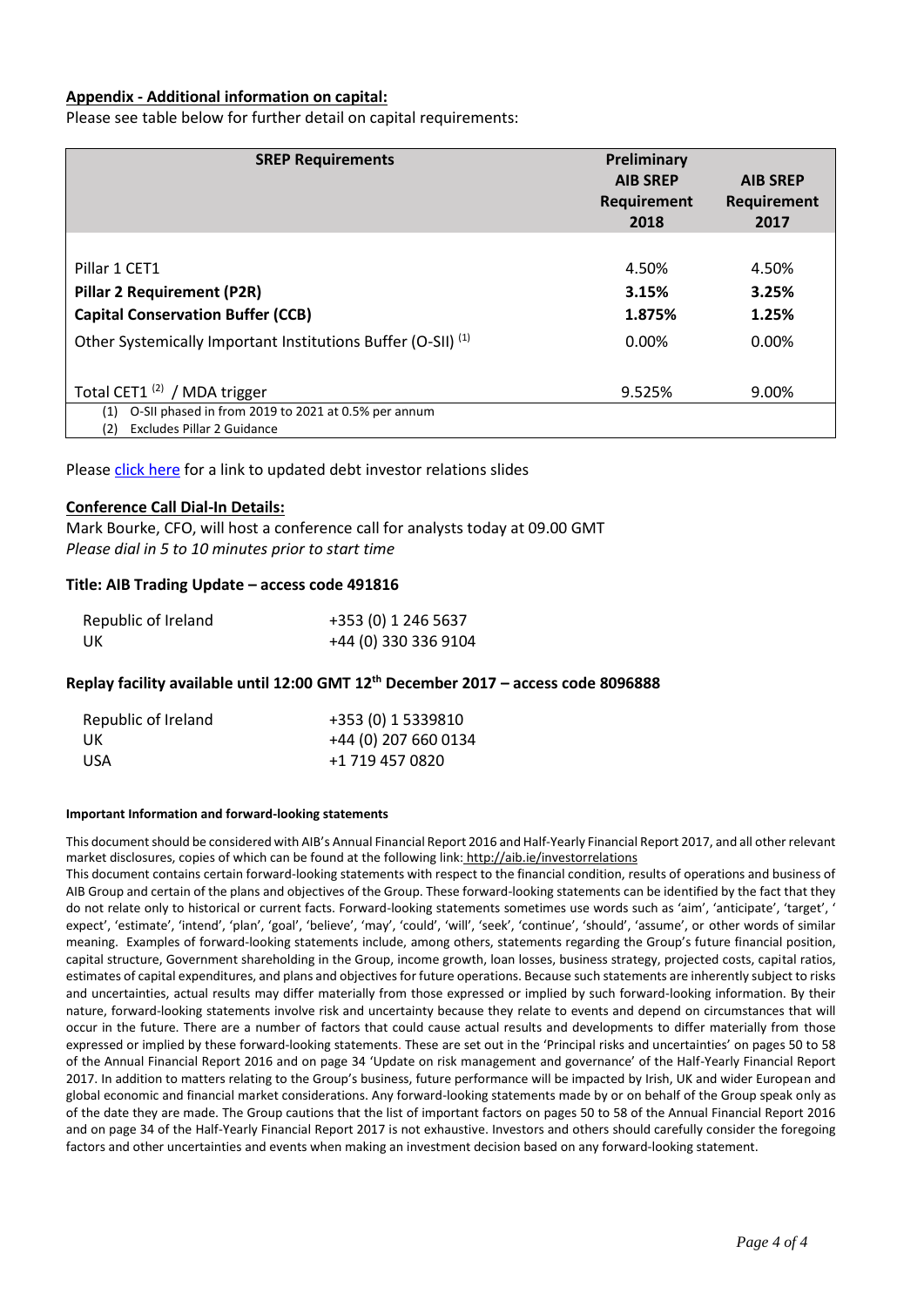**Appendix - Additional information on capital:**

Please see table below for further detail on capital requirements:

| SREP Requirements | Preliminary AIB SREP Requirement 2018 | AIB SREP Requirement 2017 |
|---|---|---|
| Pillar 1 CET1 | 4.50% | 4.50% |
| **Pillar 2 Requirement (P2R)** | **3.15%** | **3.25%** |
| **Capital Conservation Buffer (CCB)** | **1.875%** | **1.25%** |
| Other Systemically Important Institutions Buffer (O-SII) [1] | 0.00% | 0.00% |
| Total CET1 [2] / MDA trigger | 9.525% | 9.00% |

(1) O-SII phased in from 2019 to 2021 at 0.5% per annum
(2) Excludes Pillar 2 Guidance

Please click here for a link to updated debt investor relations slides

**Conference Call Dial-In Details:**

Mark Bourke, CFO, will host a conference call for analysts today at 09.00 GMT
*Please dial in 5 to 10 minutes prior to start time*

**Title: AIB Trading Update – access code 491816**

| | |
|---|---|
| Republic of Ireland | +353 (0) 1 246 5637 |
| UK | +44 (0) 330 336 9104 |

**Replay facility available until 12:00 GMT 12th December 2017 – access code 8096888**

| | |
|---|---|
| Republic of Ireland | +353 (0) 1 5339810 |
| UK | +44 (0) 207 660 0134 |
| USA | +1 719 457 0820 |

**Important Information and forward-looking statements**

This document should be considered with AIB's Annual Financial Report 2016 and Half-Yearly Financial Report 2017, and all other relevant market disclosures, copies of which can be found at the following link: http://aib.ie/investorrelations

This document contains certain forward-looking statements with respect to the financial condition, results of operations and business of AIB Group and certain of the plans and objectives of the Group. These forward-looking statements can be identified by the fact that they do not relate only to historical or current facts. Forward-looking statements sometimes use words such as 'aim', 'anticipate', 'target', ' expect', 'estimate', 'intend', 'plan', 'goal', 'believe', 'may', 'could', 'will', 'seek', 'continue', 'should', 'assume', or other words of similar meaning. Examples of forward-looking statements include, among others, statements regarding the Group's future financial position, capital structure, Government shareholding in the Group, income growth, loan losses, business strategy, projected costs, capital ratios, estimates of capital expenditures, and plans and objectives for future operations. Because such statements are inherently subject to risks and uncertainties, actual results may differ materially from those expressed or implied by such forward-looking information. By their nature, forward-looking statements involve risk and uncertainty because they relate to events and depend on circumstances that will occur in the future. There are a number of factors that could cause actual results and developments to differ materially from those expressed or implied by these forward-looking statements. These are set out in the 'Principal risks and uncertainties' on pages 50 to 58 of the Annual Financial Report 2016 and on page 34 'Update on risk management and governance' of the Half-Yearly Financial Report 2017. In addition to matters relating to the Group's business, future performance will be impacted by Irish, UK and wider European and global economic and financial market considerations. Any forward-looking statements made by or on behalf of the Group speak only as of the date they are made. The Group cautions that the list of important factors on pages 50 to 58 of the Annual Financial Report 2016 and on page 34 of the Half-Yearly Financial Report 2017 is not exhaustive. Investors and others should carefully consider the foregoing factors and other uncertainties and events when making an investment decision based on any forward-looking statement.